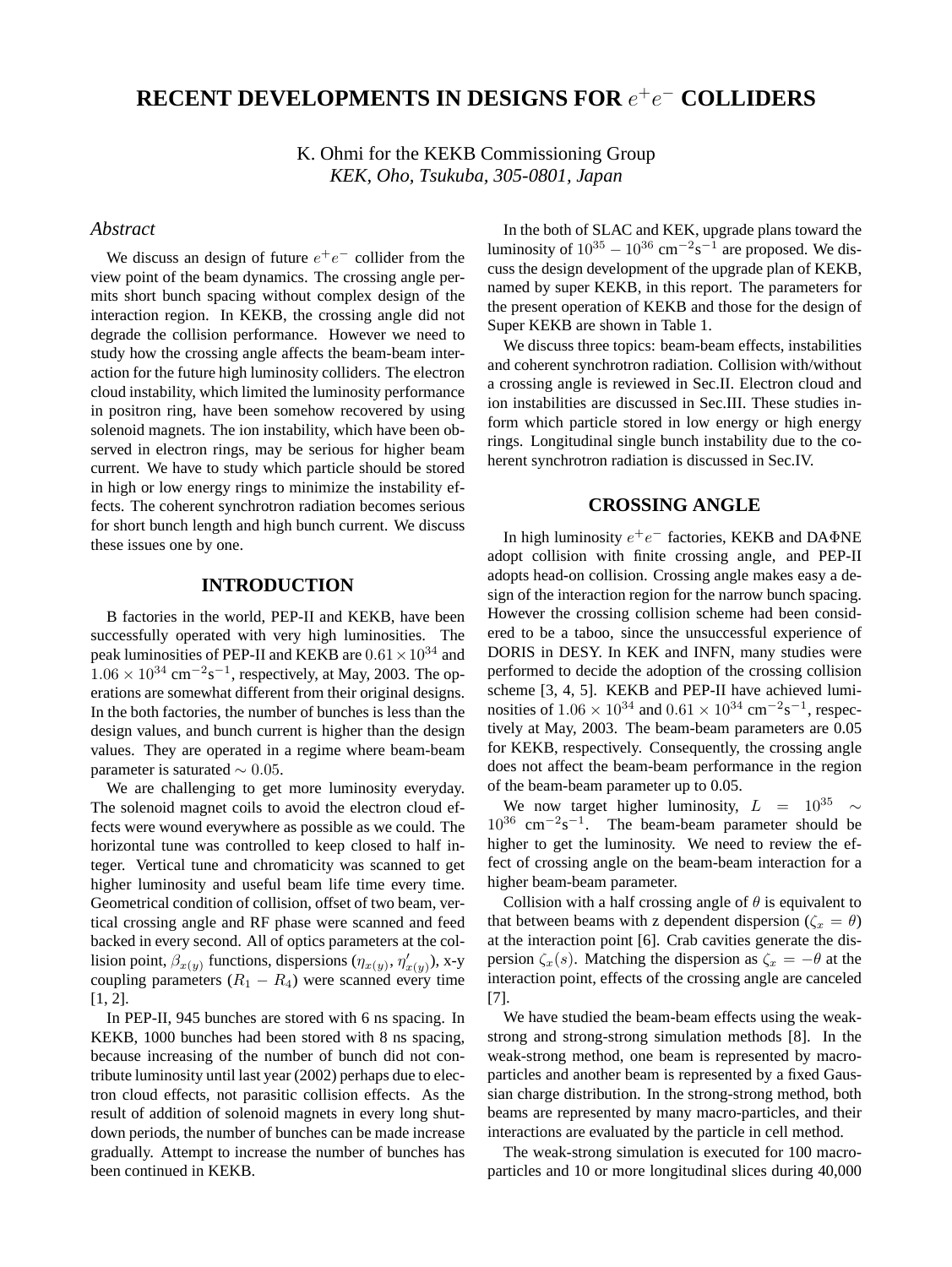# RECENT DEVELOPMENTS IN DESIGNS FOR $e^+e^-$ COLLIDERS

K. Ohmi for the KEKB Commissioning Group
*KEK, Oho, Tsukuba, 305-0801, Japan*

## Abstract

We discuss an design of future $e^+e^-$ collider from the view point of the beam dynamics. The crossing angle permits short bunch spacing without complex design of the interaction region. In KEKB, the crossing angle did not degrade the collision performance. However we need to study how the crossing angle affects the beam-beam interaction for the future high luminosity colliders. The electron cloud instability, which limited the luminosity performance in positron ring, have been somehow recovered by using solenoid magnets. The ion instability, which have been observed in electron rings, may be serious for higher beam current. We have to study which particle should be stored in high or low energy rings to minimize the instability effects. The coherent synchrotron radiation becomes serious for short bunch length and high bunch current. We discuss these issues one by one.

## INTRODUCTION

B factories in the world, PEP-II and KEKB, have been successfully operated with very high luminosities. The peak luminosities of PEP-II and KEKB are $0.61 \times 10^{34}$ and $1.06 \times 10^{34}$ $\mathrm{cm^{-2}s^{-1}}$, respectively, at May, 2003. The operations are somewhat different from their original designs. In the both factories, the number of bunches is less than the design values, and bunch current is higher than the design values. They are operated in a regime where beam-beam parameter is saturated $\sim 0.05$.

We are challenging to get more luminosity everyday. The solenoid magnet coils to avoid the electron cloud effects were wound everywhere as possible as we could. The horizontal tune was controlled to keep closed to half integer. Vertical tune and chromaticity was scanned to get higher luminosity and useful beam life time every time. Geometrical condition of collision, offset of two beam, vertical crossing angle and RF phase were scanned and feed backed in every second. All of optics parameters at the collision point, $\beta_{x(y)}$ functions, dispersions ($\eta_{x(y)}$, $\eta'_{x(y)}$), x-y coupling parameters ($R_1 - R_4$) were scanned every time [1, 2].

In PEP-II, 945 bunches are stored with 6 ns spacing. In KEKB, 1000 bunches had been stored with 8 ns spacing, because increasing of the number of bunch did not contribute luminosity until last year (2002) perhaps due to electron cloud effects, not parasitic collision effects. As the result of addition of solenoid magnets in every long shutdown periods, the number of bunches can be made increase gradually. Attempt to increase the number of bunches has been continued in KEKB.

In the both of SLAC and KEK, upgrade plans toward the luminosity of $10^{35} - 10^{36}$ $\mathrm{cm^{-2}s^{-1}}$ are proposed. We discuss the design development of the upgrade plan of KEKB, named by super KEKB, in this report. The parameters for the present operation of KEKB and those for the design of Super KEKB are shown in Table 1.

We discuss three topics: beam-beam effects, instabilities and coherent synchrotron radiation. Collision with/without a crossing angle is reviewed in Sec.II. Electron cloud and ion instabilities are discussed in Sec.III. These studies inform which particle stored in low energy or high energy rings. Longitudinal single bunch instability due to the coherent synchrotron radiation is discussed in Sec.IV.

## CROSSING ANGLE

In high luminosity $e^+e^-$ factories, KEKB and DAΦNE adopt collision with finite crossing angle, and PEP-II adopts head-on collision. Crossing angle makes easy a design of the interaction region for the narrow bunch spacing. However the crossing collision scheme had been considered to be a taboo, since the unsuccessful experience of DORIS in DESY. In KEK and INFN, many studies were performed to decide the adoption of the crossing collision scheme [3, 4, 5]. KEKB and PEP-II have achieved luminosities of $1.06 \times 10^{34}$ and $0.61 \times 10^{34}$ $\mathrm{cm^{-2}s^{-1}}$, respectively at May, 2003. The beam-beam parameters are 0.05 for KEKB, respectively. Consequently, the crossing angle does not affect the beam-beam performance in the region of the beam-beam parameter up to 0.05.

We now target higher luminosity, $L = 10^{35} \sim 10^{36}$ $\mathrm{cm^{-2}s^{-1}}$. The beam-beam parameter should be higher to get the luminosity. We need to review the effect of crossing angle on the beam-beam interaction for a higher beam-beam parameter.

Collision with a half crossing angle of $\theta$ is equivalent to that between beams with z dependent dispersion ($\zeta_x = \theta$) at the interaction point [6]. Crab cavities generate the dispersion $\zeta_x(s)$. Matching the dispersion as $\zeta_x = -\theta$ at the interaction point, effects of the crossing angle are canceled [7].

We have studied the beam-beam effects using the weak-strong and strong-strong simulation methods [8]. In the weak-strong method, one beam is represented by macro-particles and another beam is represented by a fixed Gaussian charge distribution. In the strong-strong method, both beams are represented by many macro-particles, and their interactions are evaluated by the particle in cell method.

The weak-strong simulation is executed for 100 macro-particles and 10 or more longitudinal slices during 40,000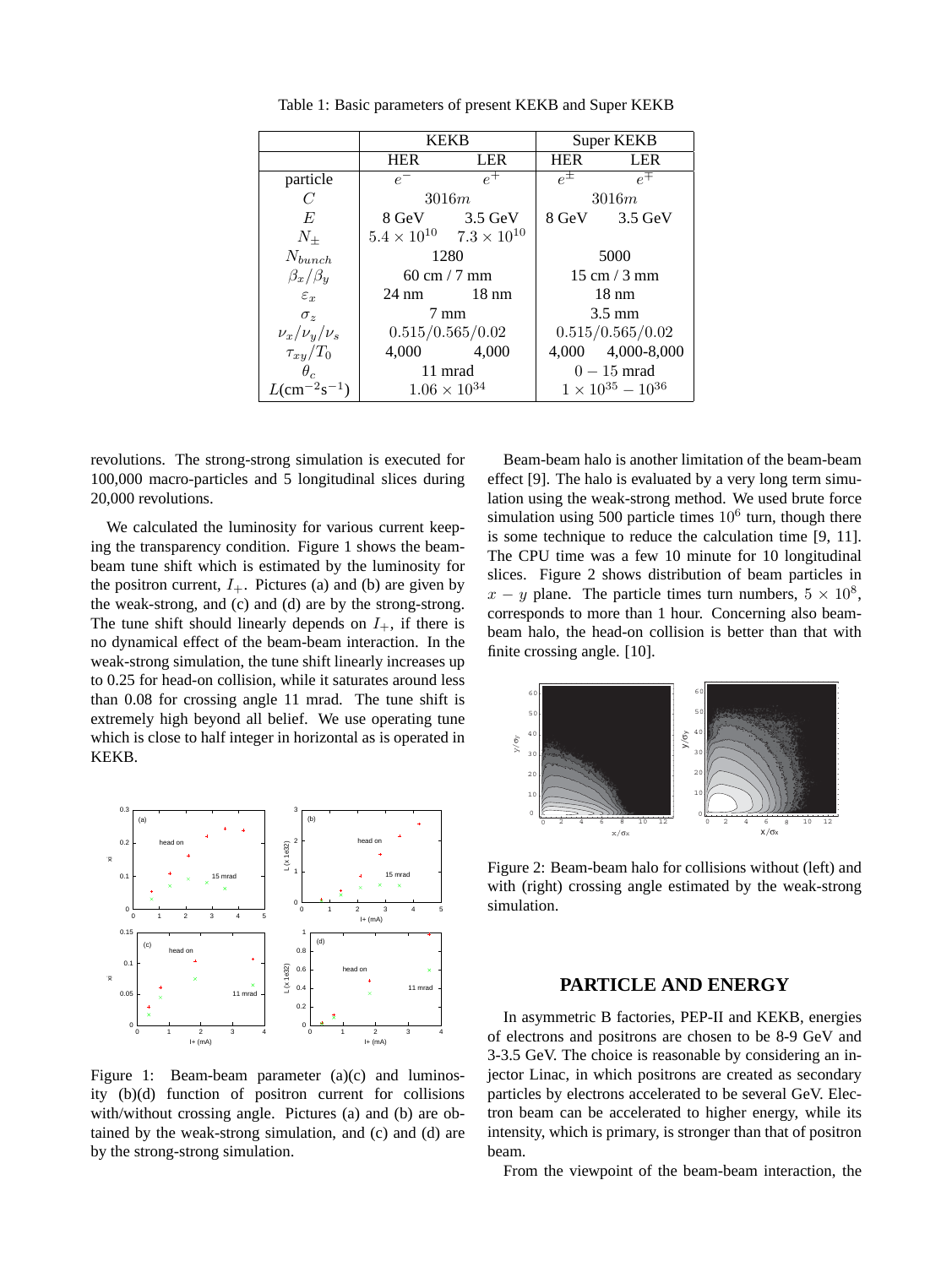Table 1: Basic parameters of present KEKB and Super KEKB

| | KEKB | | Super KEKB | |
|---|---|---|---|---|
| | HER | LER | HER | LER |
| particle | $e^-$ | $e^+$ | $e^\pm$ | $e^\mp$ |
| $C$ | $3016m$ | | $3016m$ | |
| $E$ | 8 GeV | 3.5 GeV | 8 GeV | 3.5 GeV |
| $N_\pm$ | $5.4 \times 10^{10}$ | $7.3 \times 10^{10}$ | | |
| $N_{bunch}$ | 1280 | | 5000 | |
| $\beta_x/\beta_y$ | 60 cm / 7 mm | | 15 cm / 3 mm | |
| $\varepsilon_x$ | 24 nm | 18 nm | 18 nm | |
| $\sigma_z$ | 7 mm | | 3.5 mm | |
| $\nu_x/\nu_y/\nu_s$ | $0.515/0.565/0.02$ | | $0.515/0.565/0.02$ | |
| $\tau_{xy}/T_0$ | 4,000 | 4,000 | 4,000 | 4,000-8,000 |
| $\theta_c$ | 11 mrad | | $0-15$ mrad | |
| $L$(cm$^{-2}$s$^{-1}$) | $1.06 \times 10^{34}$ | | $1 \times 10^{35} - 10^{36}$ | |

revolutions. The strong-strong simulation is executed for 100,000 macro-particles and 5 longitudinal slices during 20,000 revolutions.

We calculated the luminosity for various current keeping the transparency condition. Figure 1 shows the beam-beam tune shift which is estimated by the luminosity for the positron current, $I_+$. Pictures (a) and (b) are given by the weak-strong, and (c) and (d) are by the strong-strong. The tune shift should linearly depends on $I_+$, if there is no dynamical effect of the beam-beam interaction. In the weak-strong simulation, the tune shift linearly increases up to 0.25 for head-on collision, while it saturates around less than 0.08 for crossing angle 11 mrad. The tune shift is extremely high beyond all belief. We use operating tune which is close to half integer in horizontal as is operated in KEKB.

Figure 1: Beam-beam parameter (a)(c) and luminosity (b)(d) function of positron current for collisions with/without crossing angle. Pictures (a) and (b) are obtained by the weak-strong simulation, and (c) and (d) are by the strong-strong simulation.

Beam-beam halo is another limitation of the beam-beam effect [9]. The halo is evaluated by a very long term simulation using the weak-strong method. We used brute force simulation using 500 particle times $10^6$ turn, though there is some technique to reduce the calculation time [9, 11]. The CPU time was a few 10 minute for 10 longitudinal slices. Figure 2 shows distribution of beam particles in $x - y$ plane. The particle times turn numbers, $5 \times 10^8$, corresponds to more than 1 hour. Concerning also beam-beam halo, the head-on collision is better than that with finite crossing angle. [10].

Figure 2: Beam-beam halo for collisions without (left) and with (right) crossing angle estimated by the weak-strong simulation.

## PARTICLE AND ENERGY

In asymmetric B factories, PEP-II and KEKB, energies of electrons and positrons are chosen to be 8-9 GeV and 3-3.5 GeV. The choice is reasonable by considering an injector Linac, in which positrons are created as secondary particles by electrons accelerated to be several GeV. Electron beam can be accelerated to higher energy, while its intensity, which is primary, is stronger than that of positron beam.

From the viewpoint of the beam-beam interaction, the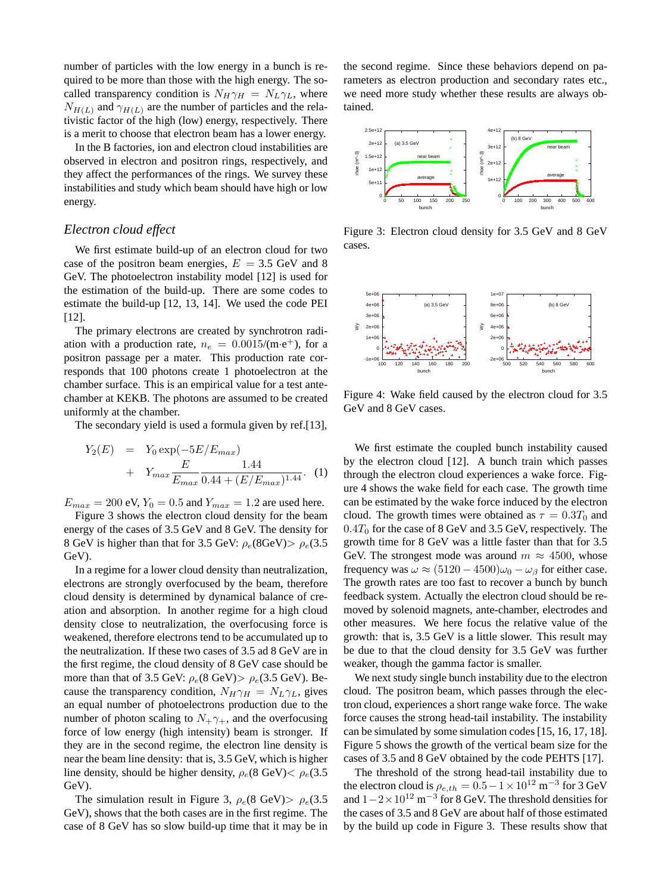number of particles with the low energy in a bunch is required to be more than those with the high energy. The so-called transparency condition is $N_H\gamma_H = N_L\gamma_L$, where $N_{H(L)}$ and $\gamma_{H(L)}$ are the number of particles and the relativistic factor of the high (low) energy, respectively. There is a merit to choose that electron beam has a lower energy.

In the B factories, ion and electron cloud instabilities are observed in electron and positron rings, respectively, and they affect the performances of the rings. We survey these instabilities and study which beam should have high or low energy.

### *Electron cloud effect*

We first estimate build-up of an electron cloud for two case of the positron beam energies, $E$ = 3.5 GeV and 8 GeV. The photoelectron instability model [12] is used for the estimation of the build-up. There are some codes to estimate the build-up [12, 13, 14]. We used the code PEI [12].

The primary electrons are created by synchrotron radiation with a production rate, $n_e = 0.0015/(\mathrm{m}\cdot\mathrm{e}^+)$, for a positron passage per a mater. This production rate corresponds that 100 photons create 1 photoelectron at the chamber surface. This is an empirical value for a test antechamber at KEKB. The photons are assumed to be created uniformly at the chamber.

The secondary yield is used a formula given by ref.[13],

$$Y_2(E) = Y_0 \exp(-5E/E_{max}) + Y_{max}\frac{E}{E_{max}}\frac{1.44}{0.44+(E/E_{max})^{1.44}}. \quad (1)$$

$E_{max} = 200$ eV, $Y_0 = 0.5$ and $Y_{max} = 1.2$ are used here.

Figure 3 shows the electron cloud density for the beam energy of the cases of 3.5 GeV and 8 GeV. The density for 8 GeV is higher than that for 3.5 GeV: $\rho_e$(8GeV)> $\rho_e$(3.5 GeV).

In a regime for a lower cloud density than neutralization, electrons are strongly overfocused by the beam, therefore cloud density is determined by dynamical balance of creation and absorption. In another regime for a high cloud density close to neutralization, the overfocusing force is weakened, therefore electrons tend to be accumulated up to the neutralization. If these two cases of 3.5 ad 8 GeV are in the first regime, the cloud density of 8 GeV case should be more than that of 3.5 GeV: $\rho_e$(8 GeV)> $\rho_e$(3.5 GeV). Because the transparency condition, $N_H\gamma_H = N_L\gamma_L$, gives an equal number of photoelectrons production due to the number of photon scaling to $N_+\gamma_+$, and the overfocusing force of low energy (high intensity) beam is stronger. If they are in the second regime, the electron line density is near the beam line density: that is, 3.5 GeV, which is higher line density, should be higher density, $\rho_e$(8 GeV)< $\rho_e$(3.5 GeV).

The simulation result in Figure 3, $\rho_e$(8 GeV)> $\rho_e$(3.5 GeV), shows that the both cases are in the first regime. The case of 8 GeV has so slow build-up time that it may be in the second regime. Since these behaviors depend on parameters as electron production and secondary rates etc., we need more study whether these results are always obtained.

Figure 3: Electron cloud density for 3.5 GeV and 8 GeV cases.

Figure 4: Wake field caused by the electron cloud for 3.5 GeV and 8 GeV cases.

We first estimate the coupled bunch instability caused by the electron cloud [12]. A bunch train which passes through the electron cloud experiences a wake force. Figure 4 shows the wake field for each case. The growth time can be estimated by the wake force induced by the electron cloud. The growth times were obtained as $\tau = 0.3T_0$ and $0.4T_0$ for the case of 8 GeV and 3.5 GeV, respectively. The growth time for 8 GeV was a little faster than that for 3.5 GeV. The strongest mode was around $m \approx 4500$, whose frequency was $\omega \approx (5120-4500)\omega_0 - \omega_\beta$ for either case. The growth rates are too fast to recover a bunch by bunch feedback system. Actually the electron cloud should be removed by solenoid magnets, ante-chamber, electrodes and other measures. We here focus the relative value of the growth: that is, 3.5 GeV is a little slower. This result may be due to that the cloud density for 3.5 GeV was further weaker, though the gamma factor is smaller.

We next study single bunch instability due to the electron cloud. The positron beam, which passes through the electron cloud, experiences a short range wake force. The wake force causes the strong head-tail instability. The instability can be simulated by some simulation codes [15, 16, 17, 18]. Figure 5 shows the growth of the vertical beam size for the cases of 3.5 and 8 GeV obtained by the code PEHTS [17].

The threshold of the strong head-tail instability due to the electron cloud is $\rho_{e,th} = 0.5-1\times10^{12}\ \mathrm{m}^{-3}$ for 3 GeV and $1-2\times10^{12}\ \mathrm{m}^{-3}$ for 8 GeV. The threshold densities for the cases of 3.5 and 8 GeV are about half of those estimated by the build up code in Figure 3. These results show that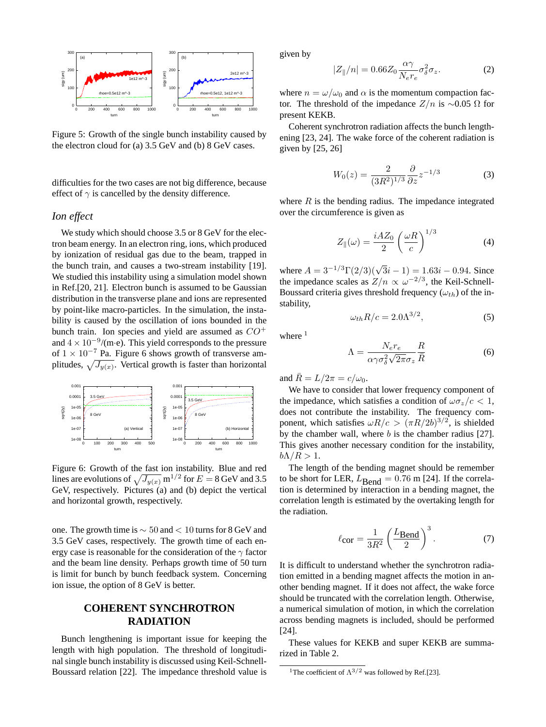Figure 5: Growth of the single bunch instability caused by the electron cloud for (a) 3.5 GeV and (b) 8 GeV cases.

difficulties for the two cases are not big difference, because effect of $\gamma$ is cancelled by the density difference.

### *Ion effect*

We study which should choose 3.5 or 8 GeV for the electron beam energy. In an electron ring, ions, which produced by ionization of residual gas due to the beam, trapped in the bunch train, and causes a two-stream instability [19]. We studied this instability using a simulation model shown in Ref.[20, 21]. Electron bunch is assumed to be Gaussian distribution in the transverse plane and ions are represented by point-like macro-particles. In the simulation, the instability is caused by the oscillation of ions bounded in the bunch train. Ion species and yield are assumed as $CO^+$ and $4 \times 10^{-9}$/(m·e). This yield corresponds to the pressure of $1 \times 10^{-7}$ Pa. Figure 6 shows growth of transverse amplitudes, $\sqrt{J_{y(x)}}$. Vertical growth is faster than horizontal one. The growth time is $\sim 50$ and $< 10$ turns for 8 GeV and 3.5 GeV cases, respectively. The growth time of each energy case is reasonable for the consideration of the $\gamma$ factor and the beam line density. Perhaps growth time of 50 turn is limit for bunch by bunch feedback system. Concerning ion issue, the option of 8 GeV is better.

Figure 6: Growth of the fast ion instability. Blue and red lines are evolutions of $\sqrt{J_{y(x)}}$ m$^{1/2}$ for $E = 8$ GeV and 3.5 GeV, respectively. Pictures (a) and (b) depict the vertical and horizontal growth, respectively.

## COHERENT SYNCHROTRON RADIATION

Bunch lengthening is important issue for keeping the length with high population. The threshold of longitudinal single bunch instability is discussed using Keil-Schnell-Boussard relation [22]. The impedance threshold value is given by

$$|Z_{\|}/n| = 0.66 Z_0 \frac{\alpha\gamma}{N_e r_e} \sigma_\delta^2 \sigma_z. \tag{2}$$

where $n = \omega/\omega_0$ and $\alpha$ is the momentum compaction factor. The threshold of the impedance $Z/n$ is $\sim$0.05 $\Omega$ for present KEKB.

Coherent synchrotron radiation affects the bunch lengthening [23, 24]. The wake force of the coherent radiation is given by [25, 26]

$$W_0(z) = \frac{2}{(3R^2)^{1/3}} \frac{\partial}{\partial z} z^{-1/3} \tag{3}$$

where $R$ is the bending radius. The impedance integrated over the circumference is given as

$$Z_{\|}(\omega) = \frac{iAZ_0}{2} \left(\frac{\omega R}{c}\right)^{1/3} \tag{4}$$

where $A = 3^{-1/3}\Gamma(2/3)(\sqrt{3}i - 1) = 1.63i - 0.94$. Since the impedance scales as $Z/n \propto \omega^{-2/3}$, the Keil-Schnell-Boussard criteria gives threshold frequency ($\omega_{th}$) of the instability,

$$\omega_{th} R/c = 2.0\Lambda^{3/2}, \tag{5}$$

where [1]

$$\Lambda = \frac{N_e r_e}{\alpha\gamma\sigma_\delta^2\sqrt{2\pi}\sigma_z} \frac{R}{\bar{R}} \tag{6}$$

and $\bar{R} = L/2\pi = c/\omega_0$.

We have to consider that lower frequency component of the impedance, which satisfies a condition of $\omega\sigma_z/c < 1$, does not contribute the instability. The frequency component, which satisfies $\omega R/c > (\pi R/2b)^{3/2}$, is shielded by the chamber wall, where $b$ is the chamber radius [27]. This gives another necessary condition for the instability, $b\Lambda/R > 1$.

The length of the bending magnet should be remember to be short for LER, $L_{\rm Bend} = 0.76$ m [24]. If the correlation is determined by interaction in a bending magnet, the correlation length is estimated by the overtaking length for the radiation.

$$\ell_{\rm cor} = \frac{1}{3R^2}\left(\frac{L_{\rm Bend}}{2}\right)^3. \tag{7}$$

It is difficult to understand whether the synchrotron radiation emitted in a bending magnet affects the motion in another bending magnet. If it does not affect, the wake force should be truncated with the correlation length. Otherwise, a numerical simulation of motion, in which the correlation across bending magnets is included, should be performed [24].

These values for KEKB and super KEKB are summarized in Table 2.

[1] The coefficient of $\Lambda^{3/2}$ was followed by Ref.[23].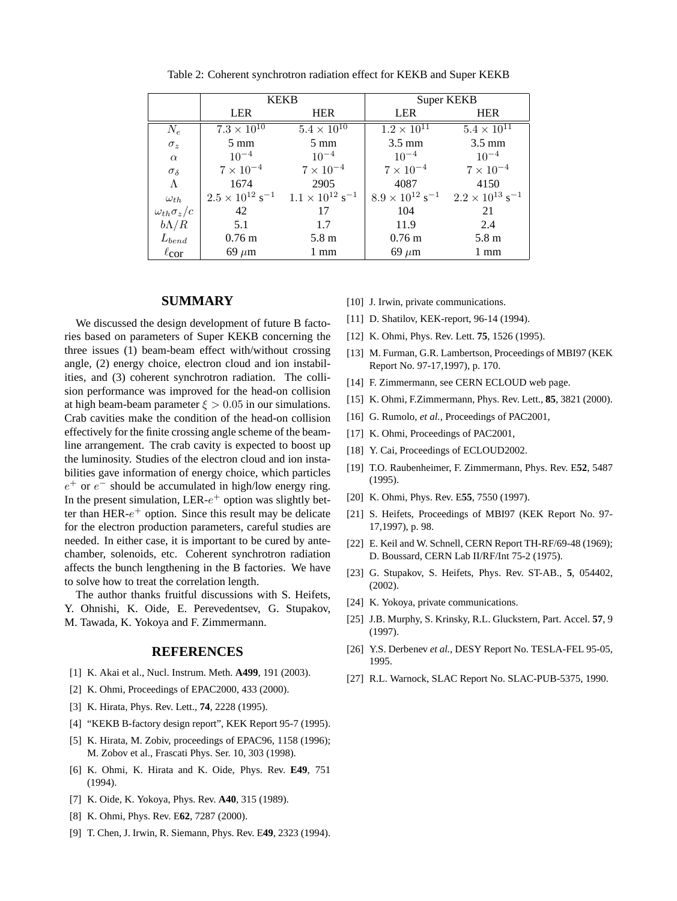Table 2: Coherent synchrotron radiation effect for KEKB and Super KEKB

| | KEKB | | Super KEKB | |
|---|---|---|---|---|
| | LER | HER | LER | HER |
| $N_e$ | $7.3 \times 10^{10}$ | $5.4 \times 10^{10}$ | $1.2 \times 10^{11}$ | $5.4 \times 10^{11}$ |
| $\sigma_z$ | 5 mm | 5 mm | 3.5 mm | 3.5 mm |
| $\alpha$ | $10^{-4}$ | $10^{-4}$ | $10^{-4}$ | $10^{-4}$ |
| $\sigma_\delta$ | $7 \times 10^{-4}$ | $7 \times 10^{-4}$ | $7 \times 10^{-4}$ | $7 \times 10^{-4}$ |
| $\Lambda$ | 1674 | 2905 | 4087 | 4150 |
| $\omega_{th}$ | $2.5 \times 10^{12}$ s$^{-1}$ | $1.1 \times 10^{12}$ s$^{-1}$ | $8.9 \times 10^{12}$ s$^{-1}$ | $2.2 \times 10^{13}$ s$^{-1}$ |
| $\omega_{th}\sigma_z/c$ | 42 | 17 | 104 | 21 |
| $b\Lambda/R$ | 5.1 | 1.7 | 11.9 | 2.4 |
| $L_{bend}$ | 0.76 m | 5.8 m | 0.76 m | 5.8 m |
| $\ell_{\rm cor}$ | 69 $\mu$m | 1 mm | 69 $\mu$m | 1 mm |

## SUMMARY

We discussed the design development of future B factories based on parameters of Super KEKB concerning the three issues (1) beam-beam effect with/without crossing angle, (2) energy choice, electron cloud and ion instabilities, and (3) coherent synchrotron radiation. The collision performance was improved for the head-on collision at high beam-beam parameter $\xi > 0.05$ in our simulations. Crab cavities make the condition of the head-on collision effectively for the finite crossing angle scheme of the beamline arrangement. The crab cavity is expected to boost up the luminosity. Studies of the electron cloud and ion instabilities gave information of energy choice, which particles $e^+$ or $e^-$ should be accumulated in high/low energy ring. In the present simulation, LER-$e^+$ option was slightly better than HER-$e^+$ option. Since this result may be delicate for the electron production parameters, careful studies are needed. In either case, it is important to be cured by antechamber, solenoids, etc. Coherent synchrotron radiation affects the bunch lengthening in the B factories. We have to solve how to treat the correlation length.

The author thanks fruitful discussions with S. Heifets, Y. Ohnishi, K. Oide, E. Perevedentsev, G. Stupakov, M. Tawada, K. Yokoya and F. Zimmermann.

## REFERENCES

[1] K. Akai et al., Nucl. Instrum. Meth. **A499**, 191 (2003).

[2] K. Ohmi, Proceedings of EPAC2000, 433 (2000).

[3] K. Hirata, Phys. Rev. Lett., **74**, 2228 (1995).

[4] "KEKB B-factory design report", KEK Report 95-7 (1995).

[5] K. Hirata, M. Zobiv, proceedings of EPAC96, 1158 (1996); M. Zobov et al., Frascati Phys. Ser. 10, 303 (1998).

[6] K. Ohmi, K. Hirata and K. Oide, Phys. Rev. **E49**, 751 (1994).

[7] K. Oide, K. Yokoya, Phys. Rev. **A40**, 315 (1989).

[8] K. Ohmi, Phys. Rev. E**62**, 7287 (2000).

[9] T. Chen, J. Irwin, R. Siemann, Phys. Rev. E**49**, 2323 (1994).

[10] J. Irwin, private communications.

[11] D. Shatilov, KEK-report, 96-14 (1994).

[12] K. Ohmi, Phys. Rev. Lett. **75**, 1526 (1995).

[13] M. Furman, G.R. Lambertson, Proceedings of MBI97 (KEK Report No. 97-17,1997), p. 170.

[14] F. Zimmermann, see CERN ECLOUD web page.

[15] K. Ohmi, F.Zimmermann, Phys. Rev. Lett., **85**, 3821 (2000).

[16] G. Rumolo, *et al.*, Proceedings of PAC2001,

[17] K. Ohmi, Proceedings of PAC2001,

[18] Y. Cai, Proceedings of ECLOUD2002.

[19] T.O. Raubenheimer, F. Zimmermann, Phys. Rev. E**52**, 5487 (1995).

[20] K. Ohmi, Phys. Rev. E**55**, 7550 (1997).

[21] S. Heifets, Proceedings of MBI97 (KEK Report No. 97-17,1997), p. 98.

[22] E. Keil and W. Schnell, CERN Report TH-RF/69-48 (1969); D. Boussard, CERN Lab II/RF/Int 75-2 (1975).

[23] G. Stupakov, S. Heifets, Phys. Rev. ST-AB., **5**, 054402, (2002).

[24] K. Yokoya, private communications.

[25] J.B. Murphy, S. Krinsky, R.L. Gluckstern, Part. Accel. **57**, 9 (1997).

[26] Y.S. Derbenev *et al.*, DESY Report No. TESLA-FEL 95-05, 1995.

[27] R.L. Warnock, SLAC Report No. SLAC-PUB-5375, 1990.